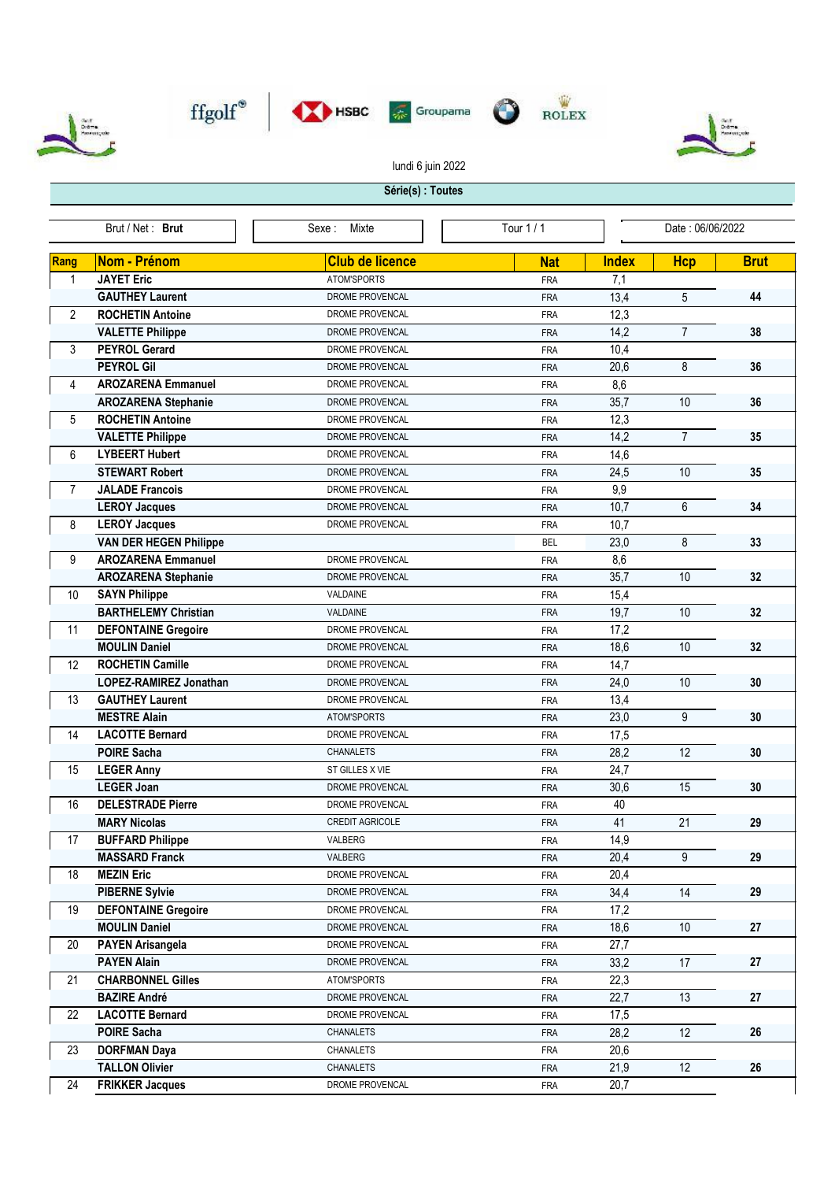lundi 6 juin 2022

**Série(s) : Toutes**

| Brut / Net : **Brut** | Sexe : Mixte | Tour 1 / 1 | Date : 06/06/2022 |
|---|---|---|---|

| Rang | Nom - Prénom | Club de licence | Nat | Index | Hcp | Brut |
|---|---|---|---|---|---|---|
| 1 | **JAYET Eric** | ATOM'SPORTS | FRA | 7,1 | | |
| | **GAUTHEY Laurent** | DROME PROVENCAL | FRA | 13,4 | 5 | **44** |
| 2 | **ROCHETIN Antoine** | DROME PROVENCAL | FRA | 12,3 | | |
| | **VALETTE Philippe** | DROME PROVENCAL | FRA | 14,2 | 7 | **38** |
| 3 | **PEYROL Gerard** | DROME PROVENCAL | FRA | 10,4 | | |
| | **PEYROL Gil** | DROME PROVENCAL | FRA | 20,6 | 8 | **36** |
| 4 | **AROZARENA Emmanuel** | DROME PROVENCAL | FRA | 8,6 | | |
| | **AROZARENA Stephanie** | DROME PROVENCAL | FRA | 35,7 | 10 | **36** |
| 5 | **ROCHETIN Antoine** | DROME PROVENCAL | FRA | 12,3 | | |
| | **VALETTE Philippe** | DROME PROVENCAL | FRA | 14,2 | 7 | **35** |
| 6 | **LYBEERT Hubert** | DROME PROVENCAL | FRA | 14,6 | | |
| | **STEWART Robert** | DROME PROVENCAL | FRA | 24,5 | 10 | **35** |
| 7 | **JALADE Francois** | DROME PROVENCAL | FRA | 9,9 | | |
| | **LEROY Jacques** | DROME PROVENCAL | FRA | 10,7 | 6 | **34** |
| 8 | **LEROY Jacques** | DROME PROVENCAL | FRA | 10,7 | | |
| | **VAN DER HEGEN Philippe** | | BEL | 23,0 | 8 | **33** |
| 9 | **AROZARENA Emmanuel** | DROME PROVENCAL | FRA | 8,6 | | |
| | **AROZARENA Stephanie** | DROME PROVENCAL | FRA | 35,7 | 10 | **32** |
| 10 | **SAYN Philippe** | VALDAINE | FRA | 15,4 | | |
| | **BARTHELEMY Christian** | VALDAINE | FRA | 19,7 | 10 | **32** |
| 11 | **DEFONTAINE Gregoire** | DROME PROVENCAL | FRA | 17,2 | | |
| | **MOULIN Daniel** | DROME PROVENCAL | FRA | 18,6 | 10 | **32** |
| 12 | **ROCHETIN Camille** | DROME PROVENCAL | FRA | 14,7 | | |
| | **LOPEZ-RAMIREZ Jonathan** | DROME PROVENCAL | FRA | 24,0 | 10 | **30** |
| 13 | **GAUTHEY Laurent** | DROME PROVENCAL | FRA | 13,4 | | |
| | **MESTRE Alain** | ATOM'SPORTS | FRA | 23,0 | 9 | **30** |
| 14 | **LACOTTE Bernard** | DROME PROVENCAL | FRA | 17,5 | | |
| | **POIRE Sacha** | CHANALETS | FRA | 28,2 | 12 | **30** |
| 15 | **LEGER Anny** | ST GILLES X VIE | FRA | 24,7 | | |
| | **LEGER Joan** | DROME PROVENCAL | FRA | 30,6 | 15 | **30** |
| 16 | **DELESTRADE Pierre** | DROME PROVENCAL | FRA | 40 | | |
| | **MARY Nicolas** | CREDIT AGRICOLE | FRA | 41 | 21 | **29** |
| 17 | **BUFFARD Philippe** | VALBERG | FRA | 14,9 | | |
| | **MASSARD Franck** | VALBERG | FRA | 20,4 | 9 | **29** |
| 18 | **MEZIN Eric** | DROME PROVENCAL | FRA | 20,4 | | |
| | **PIBERNE Sylvie** | DROME PROVENCAL | FRA | 34,4 | 14 | **29** |
| 19 | **DEFONTAINE Gregoire** | DROME PROVENCAL | FRA | 17,2 | | |
| | **MOULIN Daniel** | DROME PROVENCAL | FRA | 18,6 | 10 | **27** |
| 20 | **PAYEN Arisangela** | DROME PROVENCAL | FRA | 27,7 | | |
| | **PAYEN Alain** | DROME PROVENCAL | FRA | 33,2 | 17 | **27** |
| 21 | **CHARBONNEL Gilles** | ATOM'SPORTS | FRA | 22,3 | | |
| | **BAZIRE André** | DROME PROVENCAL | FRA | 22,7 | 13 | **27** |
| 22 | **LACOTTE Bernard** | DROME PROVENCAL | FRA | 17,5 | | |
| | **POIRE Sacha** | CHANALETS | FRA | 28,2 | 12 | **26** |
| 23 | **DORFMAN Daya** | CHANALETS | FRA | 20,6 | | |
| | **TALLON Olivier** | CHANALETS | FRA | 21,9 | 12 | **26** |
| 24 | **FRIKKER Jacques** | DROME PROVENCAL | FRA | 20,7 | | |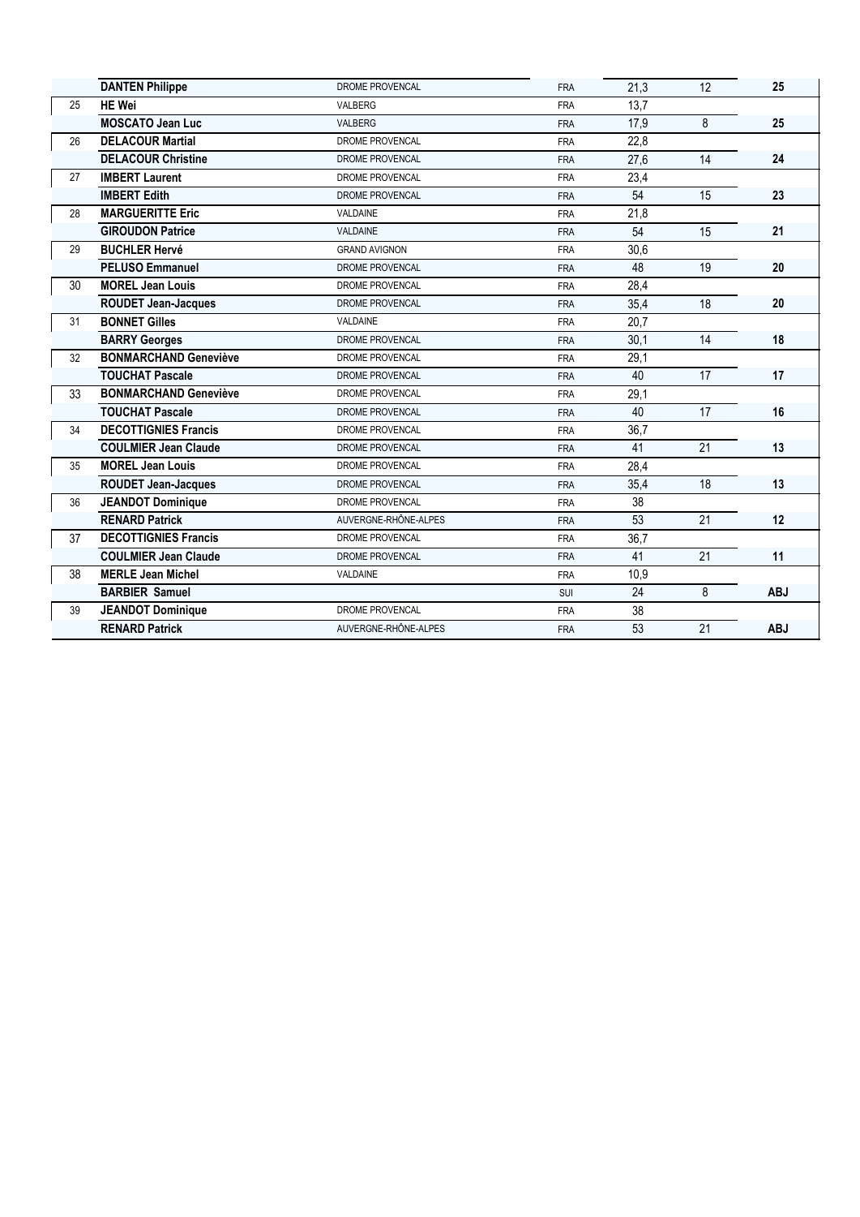| | | | | | | |
|---|---|---|---|---|---|---|
| | **DANTEN Philippe** | DROME PROVENCAL | FRA | 21,3 | 12 | **25** |
| 25 | **HE Wei** | VALBERG | FRA | 13,7 | | |
| | **MOSCATO Jean Luc** | VALBERG | FRA | 17,9 | 8 | **25** |
| 26 | **DELACOUR Martial** | DROME PROVENCAL | FRA | 22,8 | | |
| | **DELACOUR Christine** | DROME PROVENCAL | FRA | 27,6 | 14 | **24** |
| 27 | **IMBERT Laurent** | DROME PROVENCAL | FRA | 23,4 | | |
| | **IMBERT Edith** | DROME PROVENCAL | FRA | 54 | 15 | **23** |
| 28 | **MARGUERITTE Eric** | VALDAINE | FRA | 21,8 | | |
| | **GIROUDON Patrice** | VALDAINE | FRA | 54 | 15 | **21** |
| 29 | **BUCHLER Hervé** | GRAND AVIGNON | FRA | 30,6 | | |
| | **PELUSO Emmanuel** | DROME PROVENCAL | FRA | 48 | 19 | **20** |
| 30 | **MOREL Jean Louis** | DROME PROVENCAL | FRA | 28,4 | | |
| | **ROUDET Jean-Jacques** | DROME PROVENCAL | FRA | 35,4 | 18 | **20** |
| 31 | **BONNET Gilles** | VALDAINE | FRA | 20,7 | | |
| | **BARRY Georges** | DROME PROVENCAL | FRA | 30,1 | 14 | **18** |
| 32 | **BONMARCHAND Geneviève** | DROME PROVENCAL | FRA | 29,1 | | |
| | **TOUCHAT Pascale** | DROME PROVENCAL | FRA | 40 | 17 | **17** |
| 33 | **BONMARCHAND Geneviève** | DROME PROVENCAL | FRA | 29,1 | | |
| | **TOUCHAT Pascale** | DROME PROVENCAL | FRA | 40 | 17 | **16** |
| 34 | **DECOTTIGNIES Francis** | DROME PROVENCAL | FRA | 36,7 | | |
| | **COULMIER Jean Claude** | DROME PROVENCAL | FRA | 41 | 21 | **13** |
| 35 | **MOREL Jean Louis** | DROME PROVENCAL | FRA | 28,4 | | |
| | **ROUDET Jean-Jacques** | DROME PROVENCAL | FRA | 35,4 | 18 | **13** |
| 36 | **JEANDOT Dominique** | DROME PROVENCAL | FRA | 38 | | |
| | **RENARD Patrick** | AUVERGNE-RHÔNE-ALPES | FRA | 53 | 21 | **12** |
| 37 | **DECOTTIGNIES Francis** | DROME PROVENCAL | FRA | 36,7 | | |
| | **COULMIER Jean Claude** | DROME PROVENCAL | FRA | 41 | 21 | **11** |
| 38 | **MERLE Jean Michel** | VALDAINE | FRA | 10,9 | | |
| | **BARBIER Samuel** | | SUI | 24 | 8 | **ABJ** |
| 39 | **JEANDOT Dominique** | DROME PROVENCAL | FRA | 38 | | |
| | **RENARD Patrick** | AUVERGNE-RHÔNE-ALPES | FRA | 53 | 21 | **ABJ** |